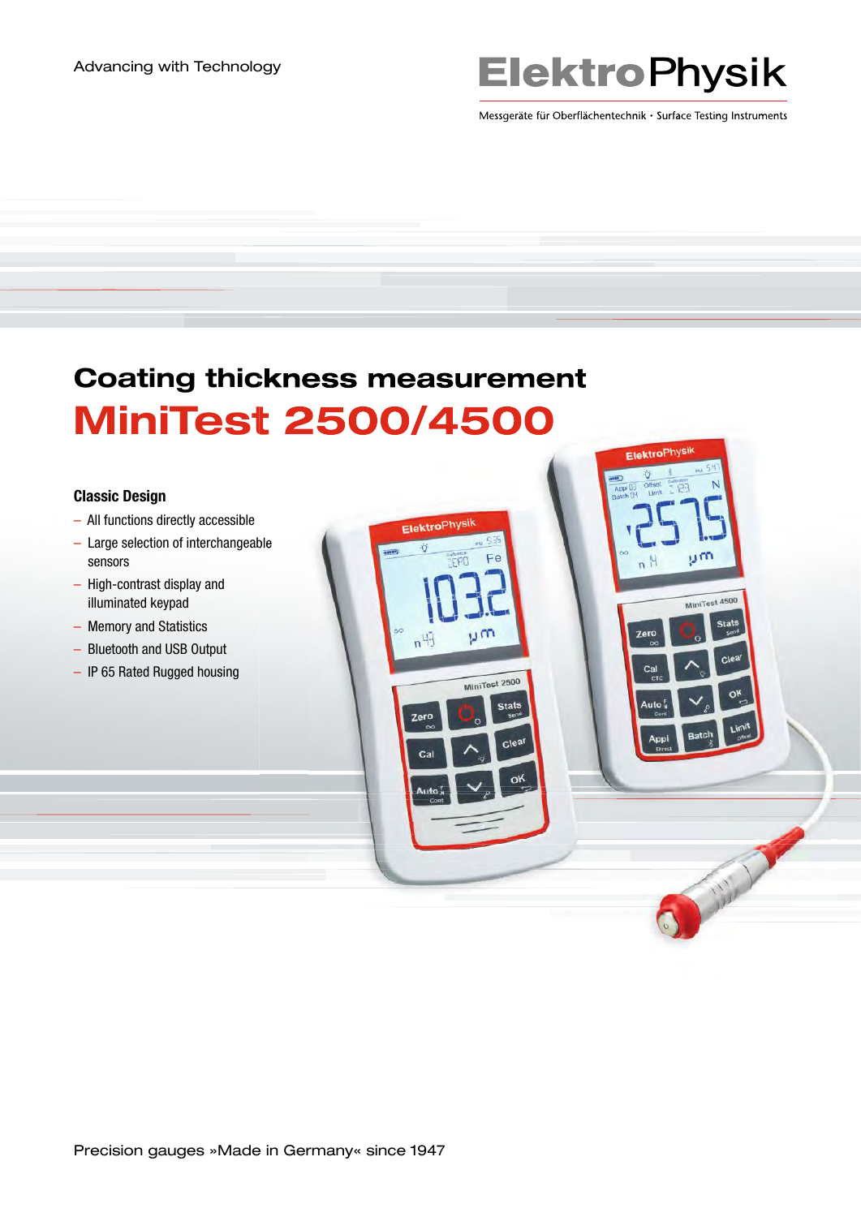Advancing with Technology

ElektroPhysik

Messgeräte für Oberflächentechnik · Surface Testing Instruments

# Coating thickness measurement

# MiniTest 2500/4500

### Classic Design

- All functions directly accessible
- Large selection of interchangeable sensors
- High-contrast display and illuminated keypad
- Memory and Statistics
- Bluetooth and USB Output
- IP 65 Rated Rugged housing

Precision gauges »Made in Germany« since 1947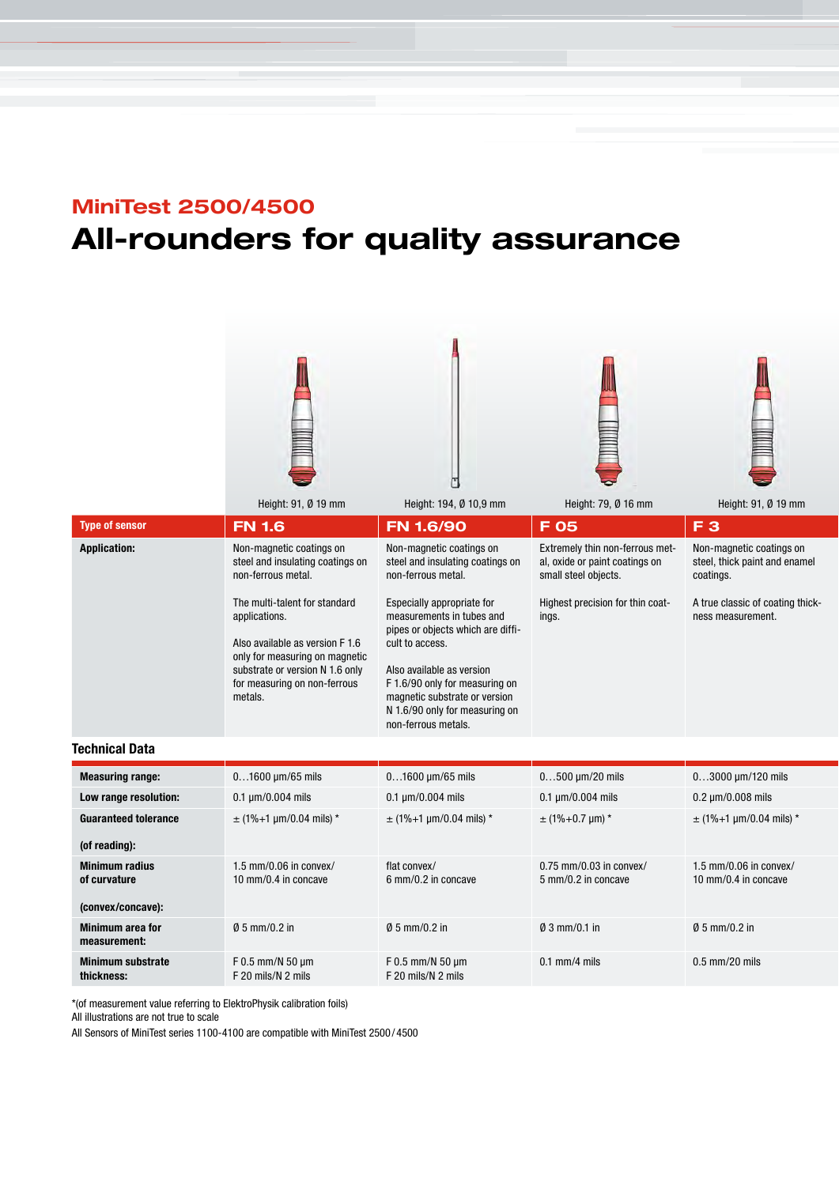## MiniTest 2500/4500

# All-rounders for quality assurance

| | Height: 91, Ø 19 mm | Height: 194, Ø 10,9 mm | Height: 79, Ø 16 mm | Height: 91, Ø 19 mm |
|---|---|---|---|---|
| **Type of sensor** | **FN 1.6** | **FN 1.6/90** | **F 05** | **F 3** |
| **Application:** | Non-magnetic coatings on steel and insulating coatings on non-ferrous metal.<br><br>The multi-talent for standard applications.<br><br>Also available as version F 1.6 only for measuring on magnetic substrate or version N 1.6 only for measuring on non-ferrous metals. | Non-magnetic coatings on steel and insulating coatings on non-ferrous metal.<br><br>Especially appropriate for measurements in tubes and pipes or objects which are difficult to access.<br><br>Also available as version F 1.6/90 only for measuring on magnetic substrate or version N 1.6/90 only for measuring on non-ferrous metals. | Extremely thin non-ferrous metal, oxide or paint coatings on small steel objects.<br><br>Highest precision for thin coatings. | Non-magnetic coatings on steel, thick paint and enamel coatings.<br><br>A true classic of coating thickness measurement. |

### Technical Data

| | | | | |
|---|---|---|---|---|
| **Measuring range:** | 0…1600 µm/65 mils | 0…1600 µm/65 mils | 0…500 µm/20 mils | 0…3000 µm/120 mils |
| **Low range resolution:** | 0.1 µm/0.004 mils | 0.1 µm/0.004 mils | 0.1 µm/0.004 mils | 0.2 µm/0.008 mils |
| **Guaranteed tolerance (of reading):** | ± (1%+1 µm/0.04 mils) * | ± (1%+1 µm/0.04 mils) * | ± (1%+0.7 µm) * | ± (1%+1 µm/0.04 mils) * |
| **Minimum radius of curvature (convex/concave):** | 1.5 mm/0.06 in convex/<br>10 mm/0.4 in concave | flat convex/<br>6 mm/0.2 in concave | 0.75 mm/0.03 in convex/<br>5 mm/0.2 in concave | 1.5 mm/0.06 in convex/<br>10 mm/0.4 in concave |
| **Minimum area for measurement:** | Ø 5 mm/0.2 in | Ø 5 mm/0.2 in | Ø 3 mm/0.1 in | Ø 5 mm/0.2 in |
| **Minimum substrate thickness:** | F 0.5 mm/N 50 µm<br>F 20 mils/N 2 mils | F 0.5 mm/N 50 µm<br>F 20 mils/N 2 mils | 0.1 mm/4 mils | 0.5 mm/20 mils |

*(of measurement value referring to ElektroPhysik calibration foils)
All illustrations are not true to scale
All Sensors of MiniTest series 1100-4100 are compatible with MiniTest 2500/4500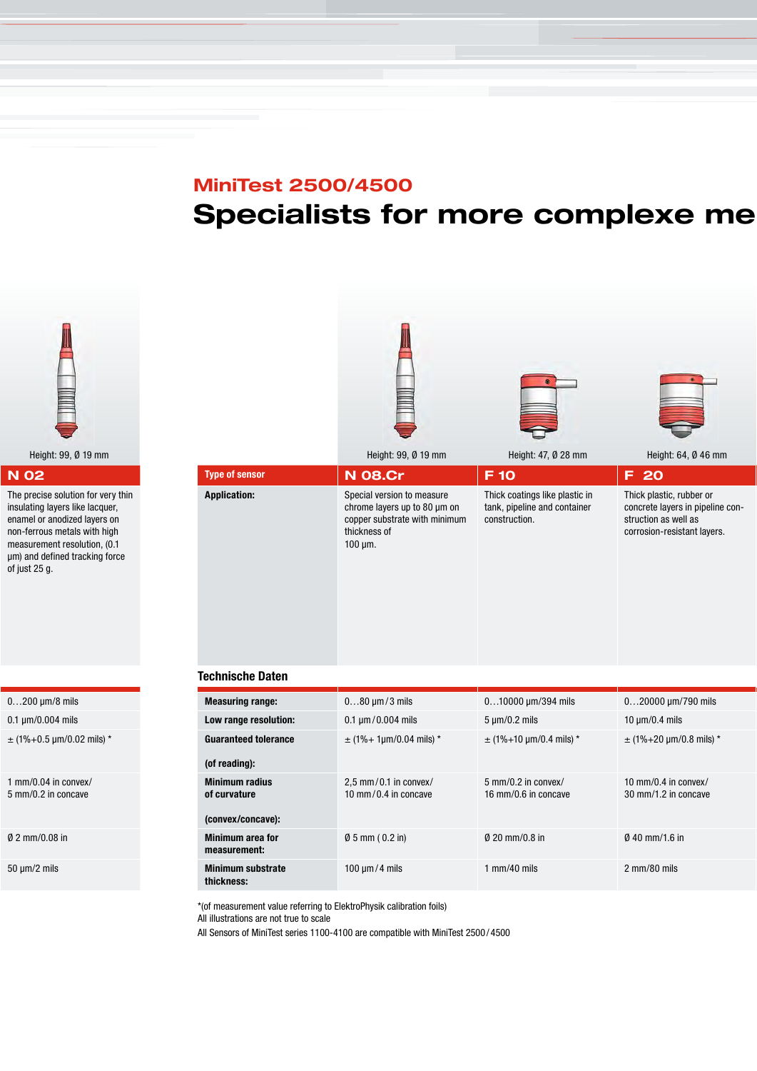## MiniTest 2500/4500

# Specialists for more complexe me

| Type of sensor | N 02 | N 08.Cr | F 10 | F 20 |
|---|---|---|---|---|
| | Height: 99, Ø 19 mm | Height: 99, Ø 19 mm | Height: 47, Ø 28 mm | Height: 64, Ø 46 mm |
| **Application:** | The precise solution for very thin insulating layers like lacquer, enamel or anodized layers on non-ferrous metals with high measurement resolution, (0.1 µm) and defined tracking force of just 25 g. | Special version to measure chrome layers up to 80 µm on copper substrate with minimum thickness of 100 µm. | Thick coatings like plastic in tank, pipeline and container construction. | Thick plastic, rubber or concrete layers in pipeline construction as well as corrosion-resistant layers. |

**Technische Daten**

| | N 02 | N 08.Cr | F 10 | F 20 |
|---|---|---|---|---|
| **Measuring range:** | 0…200 µm/8 mils | 0…80 µm / 3 mils | 0…10000 µm/394 mils | 0…20000 µm/790 mils |
| **Low range resolution:** | 0.1 µm/0.004 mils | 0.1 µm / 0.004 mils | 5 µm/0.2 mils | 10 µm/0.4 mils |
| **Guaranteed tolerance (of reading):** | ± (1%+0.5 µm/0.02 mils) * | ± (1%+ 1µm/0.04 mils) * | ± (1%+10 µm/0.4 mils) * | ± (1%+20 µm/0.8 mils) * |
| **Minimum radius of curvature (convex/concave):** | 1 mm/0.04 in convex/ 5 mm/0.2 in concave | 2,5 mm / 0.1 in convex/ 10 mm / 0.4 in concave | 5 mm/0.2 in convex/ 16 mm/0.6 in concave | 10 mm/0.4 in convex/ 30 mm/1.2 in concave |
| **Minimum area for measurement:** | Ø 2 mm/0.08 in | Ø 5 mm ( 0.2 in) | Ø 20 mm/0.8 in | Ø 40 mm/1.6 in |
| **Minimum substrate thickness:** | 50 µm/2 mils | 100 µm / 4 mils | 1 mm/40 mils | 2 mm/80 mils |

*(of measurement value referring to ElektroPhysik calibration foils)
All illustrations are not true to scale
All Sensors of MiniTest series 1100-4100 are compatible with MiniTest 2500 / 4500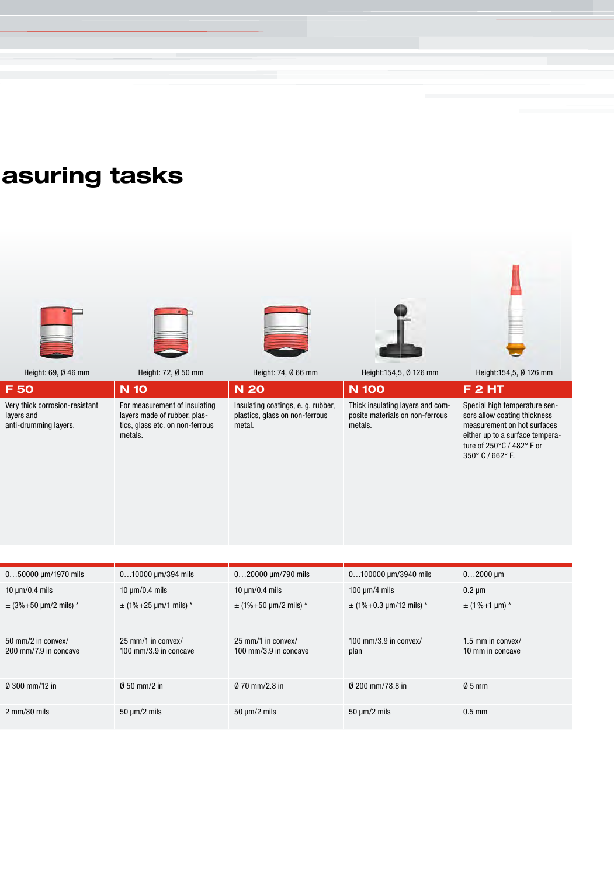# asuring tasks

| Height: 69, Ø 46 mm | Height: 72, Ø 50 mm | Height: 74, Ø 66 mm | Height:154,5, Ø 126 mm | Height:154,5, Ø 126 mm |
|---|---|---|---|---|
| **F 50** | **N 10** | **N 20** | **N 100** | **F 2 HT** |
| Very thick corrosion-resistant layers and anti-drumming layers. | For measurement of insulating layers made of rubber, plastics, glass etc. on non-ferrous metals. | Insulating coatings, e. g. rubber, plastics, glass on non-ferrous metal. | Thick insulating layers and composite materials on non-ferrous metals. | Special high temperature sensors allow coating thickness measurement on hot surfaces either up to a surface temperature of 250°C / 482° F or 350° C / 662° F. |
| 0…50000 µm/1970 mils | 0…10000 µm/394 mils | 0…20000 µm/790 mils | 0…100000 µm/3940 mils | 0…2000 µm |
| 10 µm/0.4 mils | 10 µm/0.4 mils | 10 µm/0.4 mils | 100 µm/4 mils | 0.2 µm |
| ± (3%+50 µm/2 mils) * | ± (1%+25 µm/1 mils) * | ± (1%+50 µm/2 mils) * | ± (1%+0.3 µm/12 mils) * | ± (1 %+1 µm) * |
| 50 mm/2 in convex/ 200 mm/7.9 in concave | 25 mm/1 in convex/ 100 mm/3.9 in concave | 25 mm/1 in convex/ 100 mm/3.9 in concave | 100 mm/3.9 in convex/ plan | 1.5 mm in convex/ 10 mm in concave |
| Ø 300 mm/12 in | Ø 50 mm/2 in | Ø 70 mm/2.8 in | Ø 200 mm/78.8 in | Ø 5 mm |
| 2 mm/80 mils | 50 µm/2 mils | 50 µm/2 mils | 50 µm/2 mils | 0.5 mm |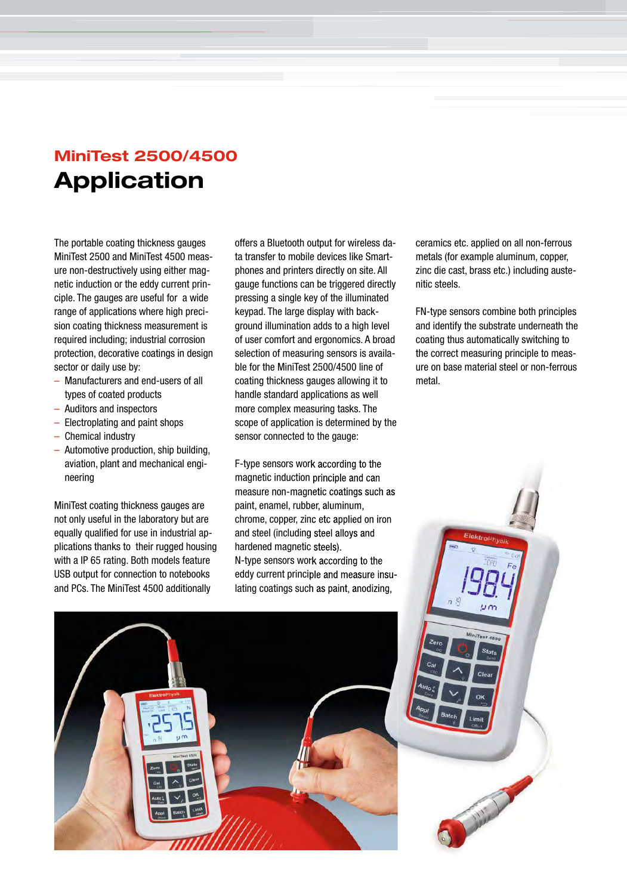## MiniTest 2500/4500

# Application

The portable coating thickness gauges MiniTest 2500 and MiniTest 4500 measure non-destructively using either magnetic induction or the eddy current principle. The gauges are useful for a wide range of applications where high precision coating thickness measurement is required including; industrial corrosion protection, decorative coatings in design sector or daily use by:

- Manufacturers and end-users of all types of coated products
- Auditors and inspectors
- Electroplating and paint shops
- Chemical industry
- Automotive production, ship building, aviation, plant and mechanical engineering

MiniTest coating thickness gauges are not only useful in the laboratory but are equally qualified for use in industrial applications thanks to their rugged housing with a IP 65 rating. Both models feature USB output for connection to notebooks and PCs. The MiniTest 4500 additionally offers a Bluetooth output for wireless data transfer to mobile devices like Smartphones and printers directly on site. All gauge functions can be triggered directly pressing a single key of the illuminated keypad. The large display with background illumination adds to a high level of user comfort and ergonomics. A broad selection of measuring sensors is available for the MiniTest 2500/4500 line of coating thickness gauges allowing it to handle standard applications as well more complex measuring tasks. The scope of application is determined by the sensor connected to the gauge:

F-type sensors work according to the magnetic induction principle and can measure non-magnetic coatings such as paint, enamel, rubber, aluminum, chrome, copper, zinc etc applied on iron and steel (including steel alloys and hardened magnetic steels).
N-type sensors work according to the eddy current principle and measure insulating coatings such as paint, anodizing, ceramics etc. applied on all non-ferrous metals (for example aluminum, copper, zinc die cast, brass etc.) including austenitic steels.

FN-type sensors combine both principles and identify the substrate underneath the coating thus automatically switching to the correct measuring principle to measure on base material steel or non-ferrous metal.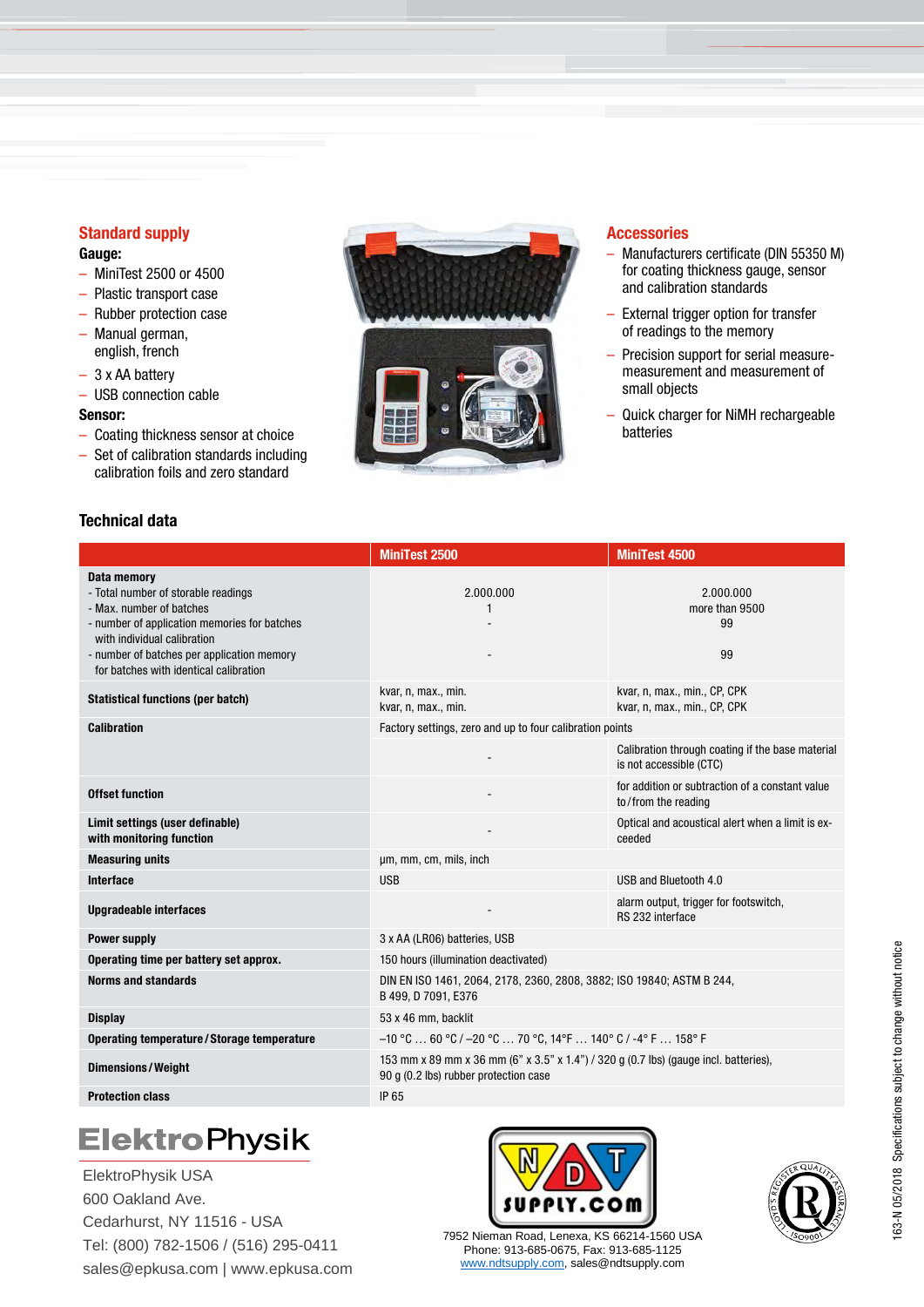## Standard supply

**Gauge:**

- MiniTest 2500 or 4500
- Plastic transport case
- Rubber protection case
- Manual german, english, french
- 3 x AA battery
- USB connection cable

**Sensor:**

- Coating thickness sensor at choice
- Set of calibration standards including calibration foils and zero standard

## Accessories

- Manufacturers certificate (DIN 55350 M) for coating thickness gauge, sensor and calibration standards
- External trigger option for transfer of readings to the memory
- Precision support for serial measure-measurement and measurement of small objects
- Quick charger for NiMH rechargeable batteries

## Technical data

| | MiniTest 2500 | MiniTest 4500 |
|---|---|---|
| **Data memory**<br>- Total number of storable readings<br>- Max. number of batches<br>- number of application memories for batches with individual calibration<br>- number of batches per application memory for batches with identical calibration | 2.000.000<br>1<br>-<br><br>- | 2.000.000<br>more than 9500<br>99<br><br>99 |
| **Statistical functions (per batch)** | kvar, n, max., min.<br>kvar, n, max., min. | kvar, n, max., min., CP, CPK<br>kvar, n, max., min., CP, CPK |
| **Calibration** | Factory settings, zero and up to four calibration points | |
| | - | Calibration through coating if the base material is not accessible (CTC) |
| **Offset function** | - | for addition or subtraction of a constant value to/from the reading |
| **Limit settings (user definable) with monitoring function** | - | Optical and acoustical alert when a limit is exceeded |
| **Measuring units** | µm, mm, cm, mils, inch | |
| **Interface** | USB | USB and Bluetooth 4.0 |
| **Upgradeable interfaces** | - | alarm output, trigger for footswitch, RS 232 interface |
| **Power supply** | 3 x AA (LR06) batteries, USB | |
| **Operating time per battery set approx.** | 150 hours (illumination deactivated) | |
| **Norms and standards** | DIN EN ISO 1461, 2064, 2178, 2360, 2808, 3882; ISO 19840; ASTM B 244, B 499, D 7091, E376 | |
| **Display** | 53 x 46 mm, backlit | |
| **Operating temperature/Storage temperature** | –10 °C … 60 °C / –20 °C … 70 °C, 14°F … 140° C / -4° F … 158° F | |
| **Dimensions/Weight** | 153 mm x 89 mm x 36 mm (6" x 3.5" x 1.4") / 320 g (0.7 lbs) (gauge incl. batteries), 90 g (0.2 lbs) rubber protection case | |
| **Protection class** | IP 65 | |

**ElektroPhysik**

ElektroPhysik USA
600 Oakland Ave.
Cedarhurst, NY 11516 - USA
Tel: (800) 782-1506 / (516) 295-0411
sales@epkusa.com | www.epkusa.com

NDT SUPPLY.COM
7952 Nieman Road, Lenexa, KS 66214-1560 USA
Phone: 913-685-0675, Fax: 913-685-1125
www.ndtsupply.com, sales@ndtsupply.com

163-N 05/2018 Specifications subject to change without notice